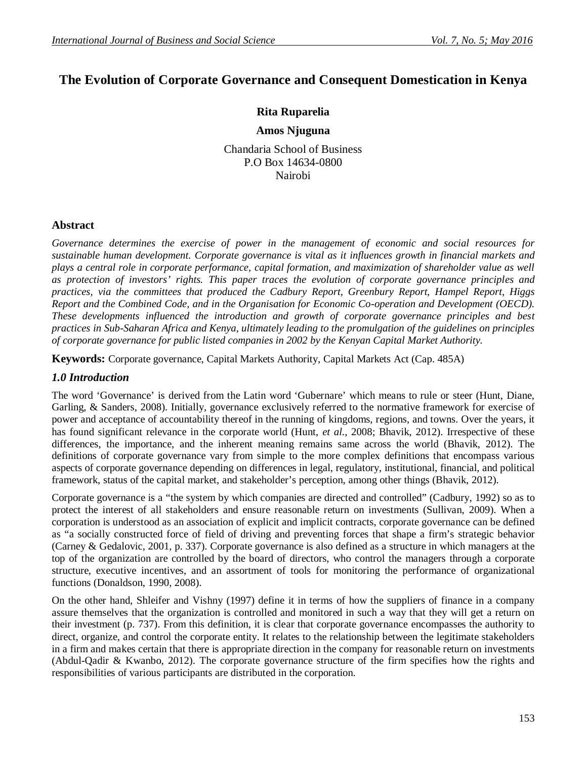# The Evolution of Corporate Governance and Consequent Domestication in Kenya

**Rita Ruparelia**

**Amos Njuguna**

Chandaria School of Business
P.O Box 14634-0800
Nairobi

## Abstract

*Governance determines the exercise of power in the management of economic and social resources for sustainable human development. Corporate governance is vital as it influences growth in financial markets and plays a central role in corporate performance, capital formation, and maximization of shareholder value as well as protection of investors' rights. This paper traces the evolution of corporate governance principles and practices, via the committees that produced the Cadbury Report, Greenbury Report, Hampel Report, Higgs Report and the Combined Code, and in the Organisation for Economic Co-operation and Development (OECD). These developments influenced the introduction and growth of corporate governance principles and best practices in Sub-Saharan Africa and Kenya, ultimately leading to the promulgation of the guidelines on principles of corporate governance for public listed companies in 2002 by the Kenyan Capital Market Authority.*

**Keywords:** Corporate governance, Capital Markets Authority, Capital Markets Act (Cap. 485A)

## *1.0 Introduction*

The word 'Governance' is derived from the Latin word 'Gubernare' which means to rule or steer (Hunt, Diane, Garling, & Sanders, 2008). Initially, governance exclusively referred to the normative framework for exercise of power and acceptance of accountability thereof in the running of kingdoms, regions, and towns. Over the years, it has found significant relevance in the corporate world (Hunt, *et al.*, 2008; Bhavik, 2012). Irrespective of these differences, the importance, and the inherent meaning remains same across the world (Bhavik, 2012). The definitions of corporate governance vary from simple to the more complex definitions that encompass various aspects of corporate governance depending on differences in legal, regulatory, institutional, financial, and political framework, status of the capital market, and stakeholder's perception, among other things (Bhavik, 2012).

Corporate governance is a "the system by which companies are directed and controlled" (Cadbury, 1992) so as to protect the interest of all stakeholders and ensure reasonable return on investments (Sullivan, 2009). When a corporation is understood as an association of explicit and implicit contracts, corporate governance can be defined as "a socially constructed force of field of driving and preventing forces that shape a firm's strategic behavior (Carney & Gedalovic, 2001, p. 337). Corporate governance is also defined as a structure in which managers at the top of the organization are controlled by the board of directors, who control the managers through a corporate structure, executive incentives, and an assortment of tools for monitoring the performance of organizational functions (Donaldson, 1990, 2008).

On the other hand, Shleifer and Vishny (1997) define it in terms of how the suppliers of finance in a company assure themselves that the organization is controlled and monitored in such a way that they will get a return on their investment (p. 737). From this definition, it is clear that corporate governance encompasses the authority to direct, organize, and control the corporate entity. It relates to the relationship between the legitimate stakeholders in a firm and makes certain that there is appropriate direction in the company for reasonable return on investments (Abdul-Qadir & Kwanbo, 2012). The corporate governance structure of the firm specifies how the rights and responsibilities of various participants are distributed in the corporation.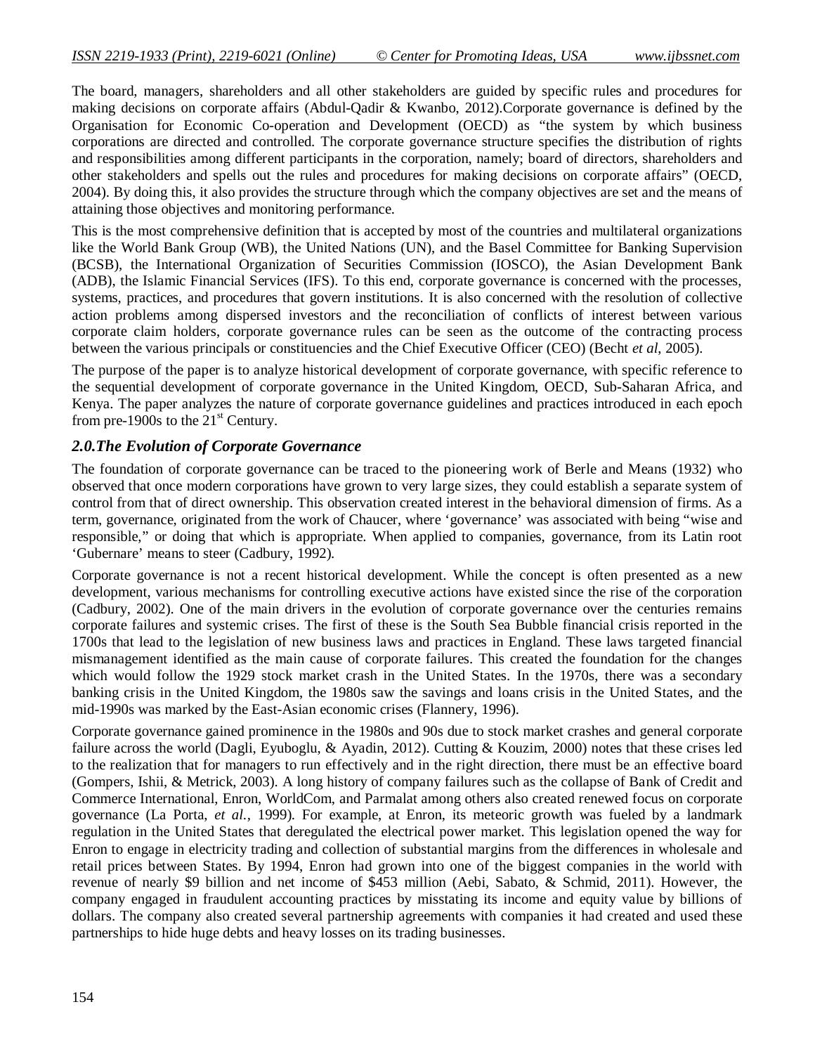The board, managers, shareholders and all other stakeholders are guided by specific rules and procedures for making decisions on corporate affairs (Abdul-Qadir & Kwanbo, 2012).Corporate governance is defined by the Organisation for Economic Co-operation and Development (OECD) as "the system by which business corporations are directed and controlled. The corporate governance structure specifies the distribution of rights and responsibilities among different participants in the corporation, namely; board of directors, shareholders and other stakeholders and spells out the rules and procedures for making decisions on corporate affairs" (OECD, 2004). By doing this, it also provides the structure through which the company objectives are set and the means of attaining those objectives and monitoring performance.

This is the most comprehensive definition that is accepted by most of the countries and multilateral organizations like the World Bank Group (WB), the United Nations (UN), and the Basel Committee for Banking Supervision (BCSB), the International Organization of Securities Commission (IOSCO), the Asian Development Bank (ADB), the Islamic Financial Services (IFS). To this end, corporate governance is concerned with the processes, systems, practices, and procedures that govern institutions. It is also concerned with the resolution of collective action problems among dispersed investors and the reconciliation of conflicts of interest between various corporate claim holders, corporate governance rules can be seen as the outcome of the contracting process between the various principals or constituencies and the Chief Executive Officer (CEO) (Becht *et al*, 2005).

The purpose of the paper is to analyze historical development of corporate governance, with specific reference to the sequential development of corporate governance in the United Kingdom, OECD, Sub-Saharan Africa, and Kenya. The paper analyzes the nature of corporate governance guidelines and practices introduced in each epoch from pre-1900s to the 21st Century.

## 2.0.The Evolution of Corporate Governance

The foundation of corporate governance can be traced to the pioneering work of Berle and Means (1932) who observed that once modern corporations have grown to very large sizes, they could establish a separate system of control from that of direct ownership. This observation created interest in the behavioral dimension of firms. As a term, governance, originated from the work of Chaucer, where 'governance' was associated with being "wise and responsible," or doing that which is appropriate. When applied to companies, governance, from its Latin root 'Gubernare' means to steer (Cadbury, 1992).

Corporate governance is not a recent historical development. While the concept is often presented as a new development, various mechanisms for controlling executive actions have existed since the rise of the corporation (Cadbury, 2002). One of the main drivers in the evolution of corporate governance over the centuries remains corporate failures and systemic crises. The first of these is the South Sea Bubble financial crisis reported in the 1700s that lead to the legislation of new business laws and practices in England. These laws targeted financial mismanagement identified as the main cause of corporate failures. This created the foundation for the changes which would follow the 1929 stock market crash in the United States. In the 1970s, there was a secondary banking crisis in the United Kingdom, the 1980s saw the savings and loans crisis in the United States, and the mid-1990s was marked by the East-Asian economic crises (Flannery, 1996).

Corporate governance gained prominence in the 1980s and 90s due to stock market crashes and general corporate failure across the world (Dagli, Eyuboglu, & Ayadin, 2012). Cutting & Kouzim, 2000) notes that these crises led to the realization that for managers to run effectively and in the right direction, there must be an effective board (Gompers, Ishii, & Metrick, 2003). A long history of company failures such as the collapse of Bank of Credit and Commerce International, Enron, WorldCom, and Parmalat among others also created renewed focus on corporate governance (La Porta, *et al.,* 1999). For example, at Enron, its meteoric growth was fueled by a landmark regulation in the United States that deregulated the electrical power market. This legislation opened the way for Enron to engage in electricity trading and collection of substantial margins from the differences in wholesale and retail prices between States. By 1994, Enron had grown into one of the biggest companies in the world with revenue of nearly \$9 billion and net income of \$453 million (Aebi, Sabato, & Schmid, 2011). However, the company engaged in fraudulent accounting practices by misstating its income and equity value by billions of dollars. The company also created several partnership agreements with companies it had created and used these partnerships to hide huge debts and heavy losses on its trading businesses.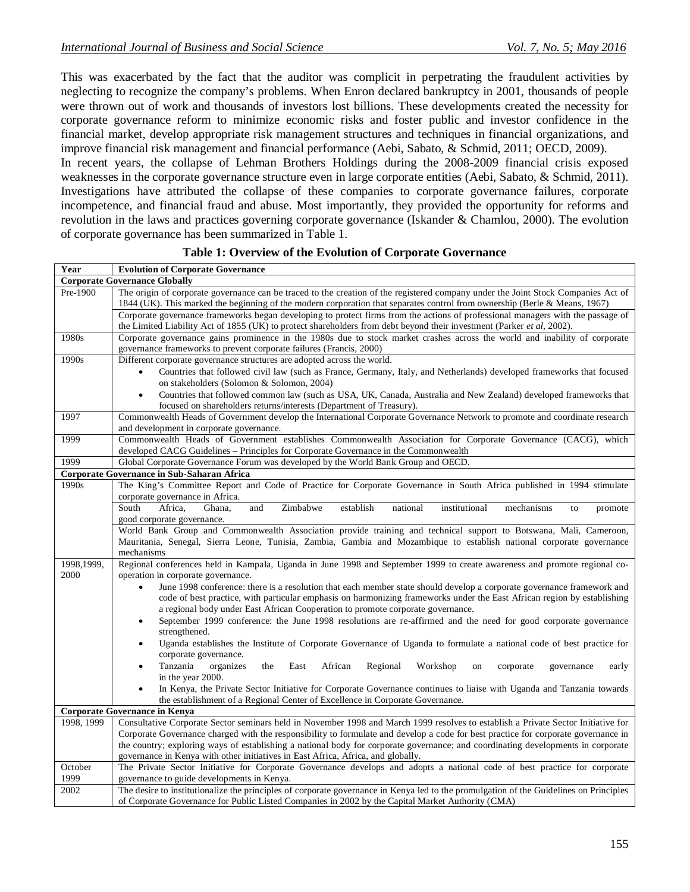This was exacerbated by the fact that the auditor was complicit in perpetrating the fraudulent activities by neglecting to recognize the company's problems. When Enron declared bankruptcy in 2001, thousands of people were thrown out of work and thousands of investors lost billions. These developments created the necessity for corporate governance reform to minimize economic risks and foster public and investor confidence in the financial market, develop appropriate risk management structures and techniques in financial organizations, and improve financial risk management and financial performance (Aebi, Sabato, & Schmid, 2011; OECD, 2009).

In recent years, the collapse of Lehman Brothers Holdings during the 2008-2009 financial crisis exposed weaknesses in the corporate governance structure even in large corporate entities (Aebi, Sabato, & Schmid, 2011). Investigations have attributed the collapse of these companies to corporate governance failures, corporate incompetence, and financial fraud and abuse. Most importantly, they provided the opportunity for reforms and revolution in the laws and practices governing corporate governance (Iskander & Chamlou, 2000). The evolution of corporate governance has been summarized in Table 1.

**Table 1: Overview of the Evolution of Corporate Governance**

| Year | Evolution of Corporate Governance |
|---|---|
| **Corporate Governance Globally** | |
| Pre-1900 | The origin of corporate governance can be traced to the creation of the registered company under the Joint Stock Companies Act of 1844 (UK). This marked the beginning of the modern corporation that separates control from ownership (Berle & Means, 1967) |
| | Corporate governance frameworks began developing to protect firms from the actions of professional managers with the passage of the Limited Liability Act of 1855 (UK) to protect shareholders from debt beyond their investment (Parker *et al*, 2002). |
| 1980s | Corporate governance gains prominence in the 1980s due to stock market crashes across the world and inability of corporate governance frameworks to prevent corporate failures (Francis, 2000) |
| 1990s | Different corporate governance structures are adopted across the world. <br>• Countries that followed civil law (such as France, Germany, Italy, and Netherlands) developed frameworks that focused on stakeholders (Solomon & Solomon, 2004) <br>• Countries that followed common law (such as USA, UK, Canada, Australia and New Zealand) developed frameworks that focused on shareholders returns/interests (Department of Treasury). |
| 1997 | Commonwealth Heads of Government develop the International Corporate Governance Network to promote and coordinate research and development in corporate governance. |
| 1999 | Commonwealth Heads of Government establishes Commonwealth Association for Corporate Governance (CACG), which developed CACG Guidelines – Principles for Corporate Governance in the Commonwealth |
| 1999 | Global Corporate Governance Forum was developed by the World Bank Group and OECD. |
| **Corporate Governance in Sub-Saharan Africa** | |
| 1990s | The King's Committee Report and Code of Practice for Corporate Governance in South Africa published in 1994 stimulate corporate governance in Africa. |
| | South Africa, Ghana, and Zimbabwe establish national institutional mechanisms to promote good corporate governance. |
| | World Bank Group and Commonwealth Association provide training and technical support to Botswana, Mali, Cameroon, Mauritania, Senegal, Sierra Leone, Tunisia, Zambia, Gambia and Mozambique to establish national corporate governance mechanisms |
| 1998,1999, 2000 | Regional conferences held in Kampala, Uganda in June 1998 and September 1999 to create awareness and promote regional co-operation in corporate governance. <br>• June 1998 conference: there is a resolution that each member state should develop a corporate governance framework and code of best practice, with particular emphasis on harmonizing frameworks under the East African region by establishing a regional body under East African Cooperation to promote corporate governance. <br>• September 1999 conference: the June 1998 resolutions are re-affirmed and the need for good corporate governance strengthened. <br>• Uganda establishes the Institute of Corporate Governance of Uganda to formulate a national code of best practice for corporate governance. <br>• Tanzania organizes the East African Regional Workshop on corporate governance early in the year 2000. <br>• In Kenya, the Private Sector Initiative for Corporate Governance continues to liaise with Uganda and Tanzania towards the establishment of a Regional Center of Excellence in Corporate Governance. |
| **Corporate Governance in Kenya** | |
| 1998, 1999 | Consultative Corporate Sector seminars held in November 1998 and March 1999 resolves to establish a Private Sector Initiative for Corporate Governance charged with the responsibility to formulate and develop a code for best practice for corporate governance in the country; exploring ways of establishing a national body for corporate governance; and coordinating developments in corporate governance in Kenya with other initiatives in East Africa, Africa, and globally. |
| October 1999 | The Private Sector Initiative for Corporate Governance develops and adopts a national code of best practice for corporate governance to guide developments in Kenya. |
| 2002 | The desire to institutionalize the principles of corporate governance in Kenya led to the promulgation of the Guidelines on Principles of Corporate Governance for Public Listed Companies in 2002 by the Capital Market Authority (CMA) |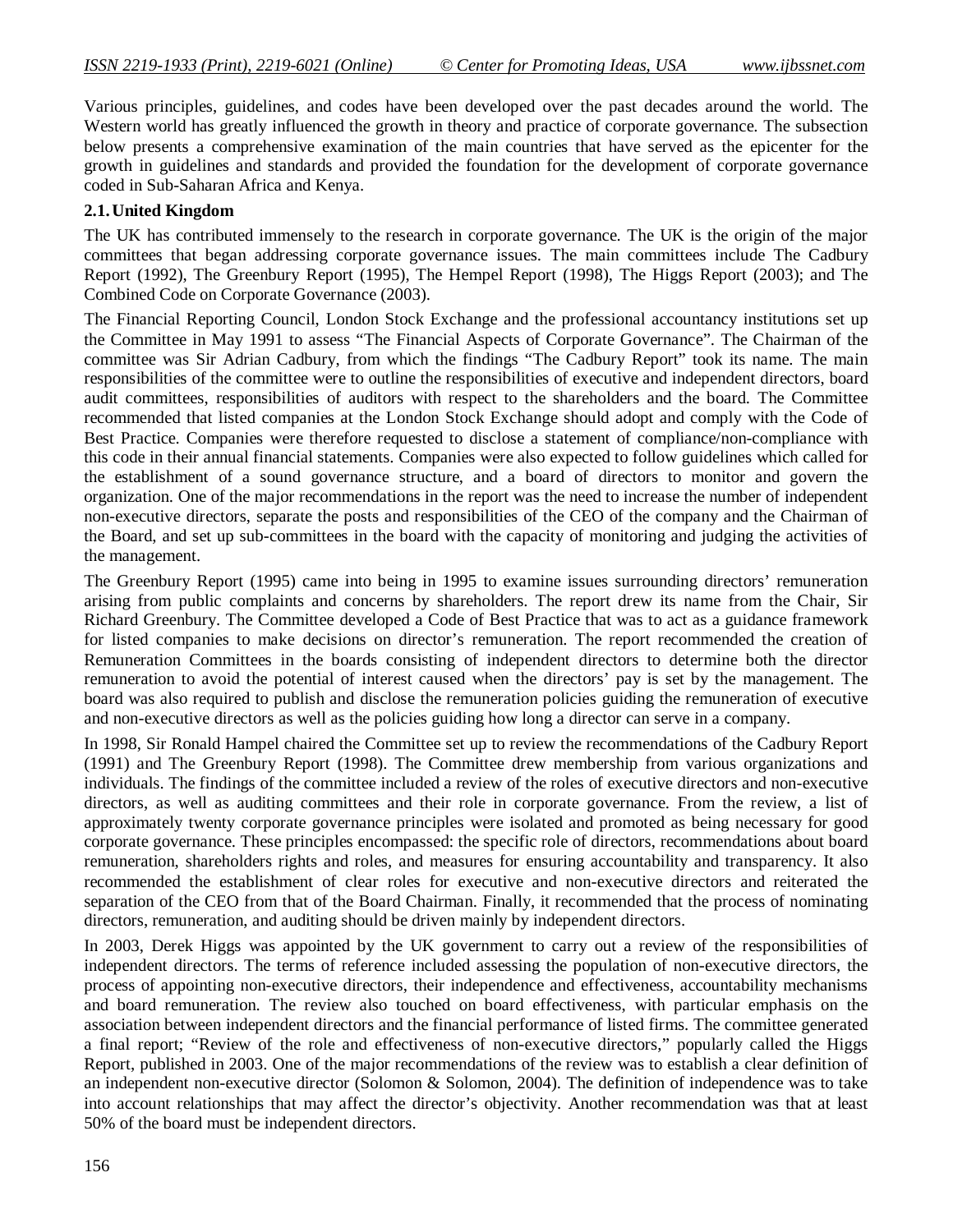Various principles, guidelines, and codes have been developed over the past decades around the world. The Western world has greatly influenced the growth in theory and practice of corporate governance. The subsection below presents a comprehensive examination of the main countries that have served as the epicenter for the growth in guidelines and standards and provided the foundation for the development of corporate governance coded in Sub-Saharan Africa and Kenya.

### 2.1. United Kingdom

The UK has contributed immensely to the research in corporate governance. The UK is the origin of the major committees that began addressing corporate governance issues. The main committees include The Cadbury Report (1992), The Greenbury Report (1995), The Hempel Report (1998), The Higgs Report (2003); and The Combined Code on Corporate Governance (2003).

The Financial Reporting Council, London Stock Exchange and the professional accountancy institutions set up the Committee in May 1991 to assess "The Financial Aspects of Corporate Governance". The Chairman of the committee was Sir Adrian Cadbury, from which the findings "The Cadbury Report" took its name. The main responsibilities of the committee were to outline the responsibilities of executive and independent directors, board audit committees, responsibilities of auditors with respect to the shareholders and the board. The Committee recommended that listed companies at the London Stock Exchange should adopt and comply with the Code of Best Practice. Companies were therefore requested to disclose a statement of compliance/non-compliance with this code in their annual financial statements. Companies were also expected to follow guidelines which called for the establishment of a sound governance structure, and a board of directors to monitor and govern the organization. One of the major recommendations in the report was the need to increase the number of independent non-executive directors, separate the posts and responsibilities of the CEO of the company and the Chairman of the Board, and set up sub-committees in the board with the capacity of monitoring and judging the activities of the management.

The Greenbury Report (1995) came into being in 1995 to examine issues surrounding directors' remuneration arising from public complaints and concerns by shareholders. The report drew its name from the Chair, Sir Richard Greenbury. The Committee developed a Code of Best Practice that was to act as a guidance framework for listed companies to make decisions on director's remuneration. The report recommended the creation of Remuneration Committees in the boards consisting of independent directors to determine both the director remuneration to avoid the potential of interest caused when the directors' pay is set by the management. The board was also required to publish and disclose the remuneration policies guiding the remuneration of executive and non-executive directors as well as the policies guiding how long a director can serve in a company.

In 1998, Sir Ronald Hampel chaired the Committee set up to review the recommendations of the Cadbury Report (1991) and The Greenbury Report (1998). The Committee drew membership from various organizations and individuals. The findings of the committee included a review of the roles of executive directors and non-executive directors, as well as auditing committees and their role in corporate governance. From the review, a list of approximately twenty corporate governance principles were isolated and promoted as being necessary for good corporate governance. These principles encompassed: the specific role of directors, recommendations about board remuneration, shareholders rights and roles, and measures for ensuring accountability and transparency. It also recommended the establishment of clear roles for executive and non-executive directors and reiterated the separation of the CEO from that of the Board Chairman. Finally, it recommended that the process of nominating directors, remuneration, and auditing should be driven mainly by independent directors.

In 2003, Derek Higgs was appointed by the UK government to carry out a review of the responsibilities of independent directors. The terms of reference included assessing the population of non-executive directors, the process of appointing non-executive directors, their independence and effectiveness, accountability mechanisms and board remuneration. The review also touched on board effectiveness, with particular emphasis on the association between independent directors and the financial performance of listed firms. The committee generated a final report; "Review of the role and effectiveness of non-executive directors," popularly called the Higgs Report, published in 2003. One of the major recommendations of the review was to establish a clear definition of an independent non-executive director (Solomon & Solomon, 2004). The definition of independence was to take into account relationships that may affect the director's objectivity. Another recommendation was that at least 50% of the board must be independent directors.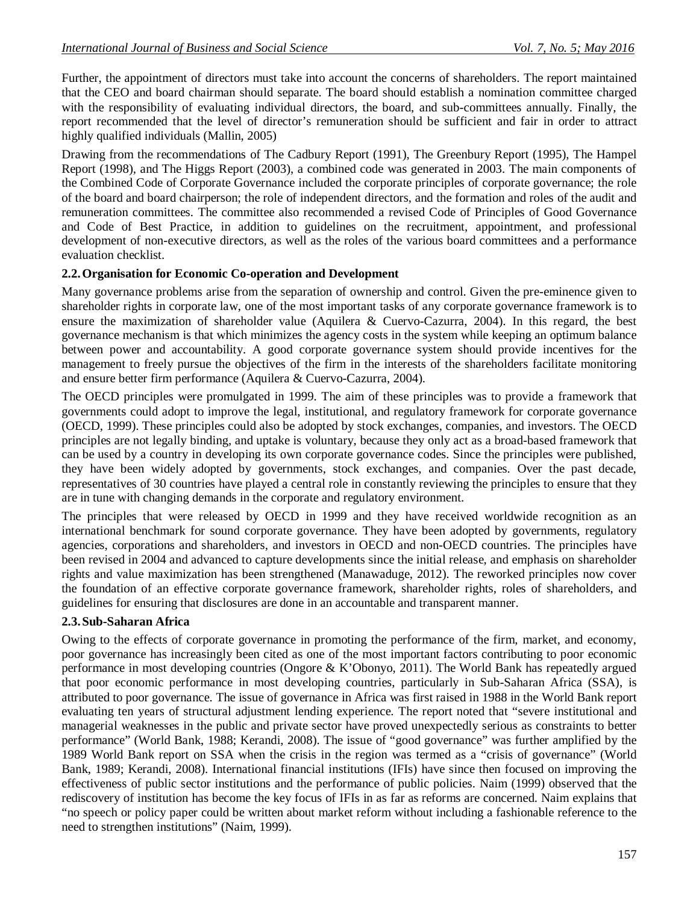Further, the appointment of directors must take into account the concerns of shareholders. The report maintained that the CEO and board chairman should separate. The board should establish a nomination committee charged with the responsibility of evaluating individual directors, the board, and sub-committees annually. Finally, the report recommended that the level of director's remuneration should be sufficient and fair in order to attract highly qualified individuals (Mallin, 2005)

Drawing from the recommendations of The Cadbury Report (1991), The Greenbury Report (1995), The Hampel Report (1998), and The Higgs Report (2003), a combined code was generated in 2003. The main components of the Combined Code of Corporate Governance included the corporate principles of corporate governance; the role of the board and board chairperson; the role of independent directors, and the formation and roles of the audit and remuneration committees. The committee also recommended a revised Code of Principles of Good Governance and Code of Best Practice, in addition to guidelines on the recruitment, appointment, and professional development of non-executive directors, as well as the roles of the various board committees and a performance evaluation checklist.

### 2.2. Organisation for Economic Co-operation and Development

Many governance problems arise from the separation of ownership and control. Given the pre-eminence given to shareholder rights in corporate law, one of the most important tasks of any corporate governance framework is to ensure the maximization of shareholder value (Aquilera & Cuervo-Cazurra, 2004). In this regard, the best governance mechanism is that which minimizes the agency costs in the system while keeping an optimum balance between power and accountability. A good corporate governance system should provide incentives for the management to freely pursue the objectives of the firm in the interests of the shareholders facilitate monitoring and ensure better firm performance (Aquilera & Cuervo-Cazurra, 2004).

The OECD principles were promulgated in 1999. The aim of these principles was to provide a framework that governments could adopt to improve the legal, institutional, and regulatory framework for corporate governance (OECD, 1999). These principles could also be adopted by stock exchanges, companies, and investors. The OECD principles are not legally binding, and uptake is voluntary, because they only act as a broad-based framework that can be used by a country in developing its own corporate governance codes. Since the principles were published, they have been widely adopted by governments, stock exchanges, and companies. Over the past decade, representatives of 30 countries have played a central role in constantly reviewing the principles to ensure that they are in tune with changing demands in the corporate and regulatory environment.

The principles that were released by OECD in 1999 and they have received worldwide recognition as an international benchmark for sound corporate governance. They have been adopted by governments, regulatory agencies, corporations and shareholders, and investors in OECD and non-OECD countries. The principles have been revised in 2004 and advanced to capture developments since the initial release, and emphasis on shareholder rights and value maximization has been strengthened (Manawaduge, 2012). The reworked principles now cover the foundation of an effective corporate governance framework, shareholder rights, roles of shareholders, and guidelines for ensuring that disclosures are done in an accountable and transparent manner.

### 2.3. Sub-Saharan Africa

Owing to the effects of corporate governance in promoting the performance of the firm, market, and economy, poor governance has increasingly been cited as one of the most important factors contributing to poor economic performance in most developing countries (Ongore & K'Obonyo, 2011). The World Bank has repeatedly argued that poor economic performance in most developing countries, particularly in Sub-Saharan Africa (SSA), is attributed to poor governance. The issue of governance in Africa was first raised in 1988 in the World Bank report evaluating ten years of structural adjustment lending experience. The report noted that "severe institutional and managerial weaknesses in the public and private sector have proved unexpectedly serious as constraints to better performance" (World Bank, 1988; Kerandi, 2008). The issue of "good governance" was further amplified by the 1989 World Bank report on SSA when the crisis in the region was termed as a "crisis of governance" (World Bank, 1989; Kerandi, 2008). International financial institutions (IFIs) have since then focused on improving the effectiveness of public sector institutions and the performance of public policies. Naim (1999) observed that the rediscovery of institution has become the key focus of IFIs in as far as reforms are concerned. Naim explains that "no speech or policy paper could be written about market reform without including a fashionable reference to the need to strengthen institutions" (Naim, 1999).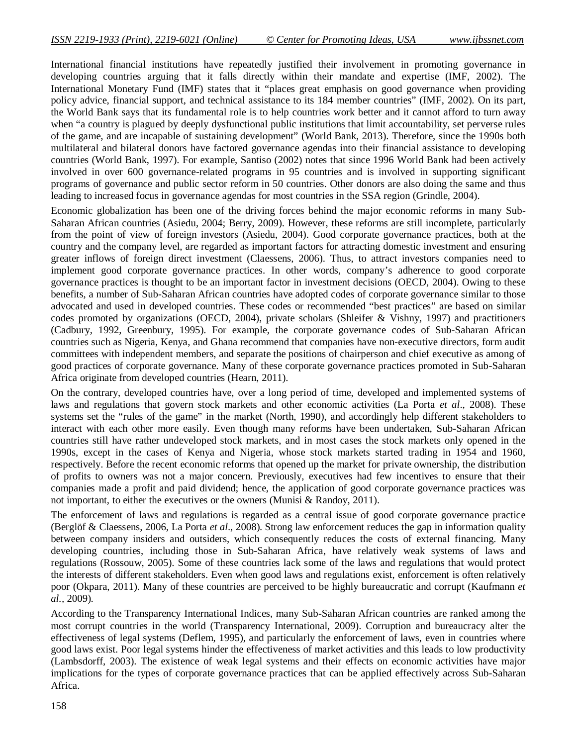International financial institutions have repeatedly justified their involvement in promoting governance in developing countries arguing that it falls directly within their mandate and expertise (IMF, 2002). The International Monetary Fund (IMF) states that it "places great emphasis on good governance when providing policy advice, financial support, and technical assistance to its 184 member countries" (IMF, 2002). On its part, the World Bank says that its fundamental role is to help countries work better and it cannot afford to turn away when "a country is plagued by deeply dysfunctional public institutions that limit accountability, set perverse rules of the game, and are incapable of sustaining development" (World Bank, 2013). Therefore, since the 1990s both multilateral and bilateral donors have factored governance agendas into their financial assistance to developing countries (World Bank, 1997). For example, Santiso (2002) notes that since 1996 World Bank had been actively involved in over 600 governance-related programs in 95 countries and is involved in supporting significant programs of governance and public sector reform in 50 countries. Other donors are also doing the same and thus leading to increased focus in governance agendas for most countries in the SSA region (Grindle, 2004).

Economic globalization has been one of the driving forces behind the major economic reforms in many Sub-Saharan African countries (Asiedu, 2004; Berry, 2009). However, these reforms are still incomplete, particularly from the point of view of foreign investors (Asiedu, 2004). Good corporate governance practices, both at the country and the company level, are regarded as important factors for attracting domestic investment and ensuring greater inflows of foreign direct investment (Claessens, 2006). Thus, to attract investors companies need to implement good corporate governance practices. In other words, company's adherence to good corporate governance practices is thought to be an important factor in investment decisions (OECD, 2004). Owing to these benefits, a number of Sub-Saharan African countries have adopted codes of corporate governance similar to those advocated and used in developed countries. These codes or recommended "best practices" are based on similar codes promoted by organizations (OECD, 2004), private scholars (Shleifer & Vishny, 1997) and practitioners (Cadbury, 1992, Greenbury, 1995). For example, the corporate governance codes of Sub-Saharan African countries such as Nigeria, Kenya, and Ghana recommend that companies have non-executive directors, form audit committees with independent members, and separate the positions of chairperson and chief executive as among of good practices of corporate governance. Many of these corporate governance practices promoted in Sub-Saharan Africa originate from developed countries (Hearn, 2011).

On the contrary, developed countries have, over a long period of time, developed and implemented systems of laws and regulations that govern stock markets and other economic activities (La Porta *et al*., 2008). These systems set the "rules of the game" in the market (North, 1990), and accordingly help different stakeholders to interact with each other more easily. Even though many reforms have been undertaken, Sub-Saharan African countries still have rather undeveloped stock markets, and in most cases the stock markets only opened in the 1990s, except in the cases of Kenya and Nigeria, whose stock markets started trading in 1954 and 1960, respectively. Before the recent economic reforms that opened up the market for private ownership, the distribution of profits to owners was not a major concern. Previously, executives had few incentives to ensure that their companies made a profit and paid dividend; hence, the application of good corporate governance practices was not important, to either the executives or the owners (Munisi & Randoy, 2011).

The enforcement of laws and regulations is regarded as a central issue of good corporate governance practice (Berglöf & Claessens, 2006, La Porta *et al*., 2008). Strong law enforcement reduces the gap in information quality between company insiders and outsiders, which consequently reduces the costs of external financing. Many developing countries, including those in Sub-Saharan Africa, have relatively weak systems of laws and regulations (Rossouw, 2005). Some of these countries lack some of the laws and regulations that would protect the interests of different stakeholders. Even when good laws and regulations exist, enforcement is often relatively poor (Okpara, 2011). Many of these countries are perceived to be highly bureaucratic and corrupt (Kaufmann *et al.*, 2009).

According to the Transparency International Indices, many Sub-Saharan African countries are ranked among the most corrupt countries in the world (Transparency International, 2009). Corruption and bureaucracy alter the effectiveness of legal systems (Deflem, 1995), and particularly the enforcement of laws, even in countries where good laws exist. Poor legal systems hinder the effectiveness of market activities and this leads to low productivity (Lambsdorff, 2003). The existence of weak legal systems and their effects on economic activities have major implications for the types of corporate governance practices that can be applied effectively across Sub-Saharan Africa.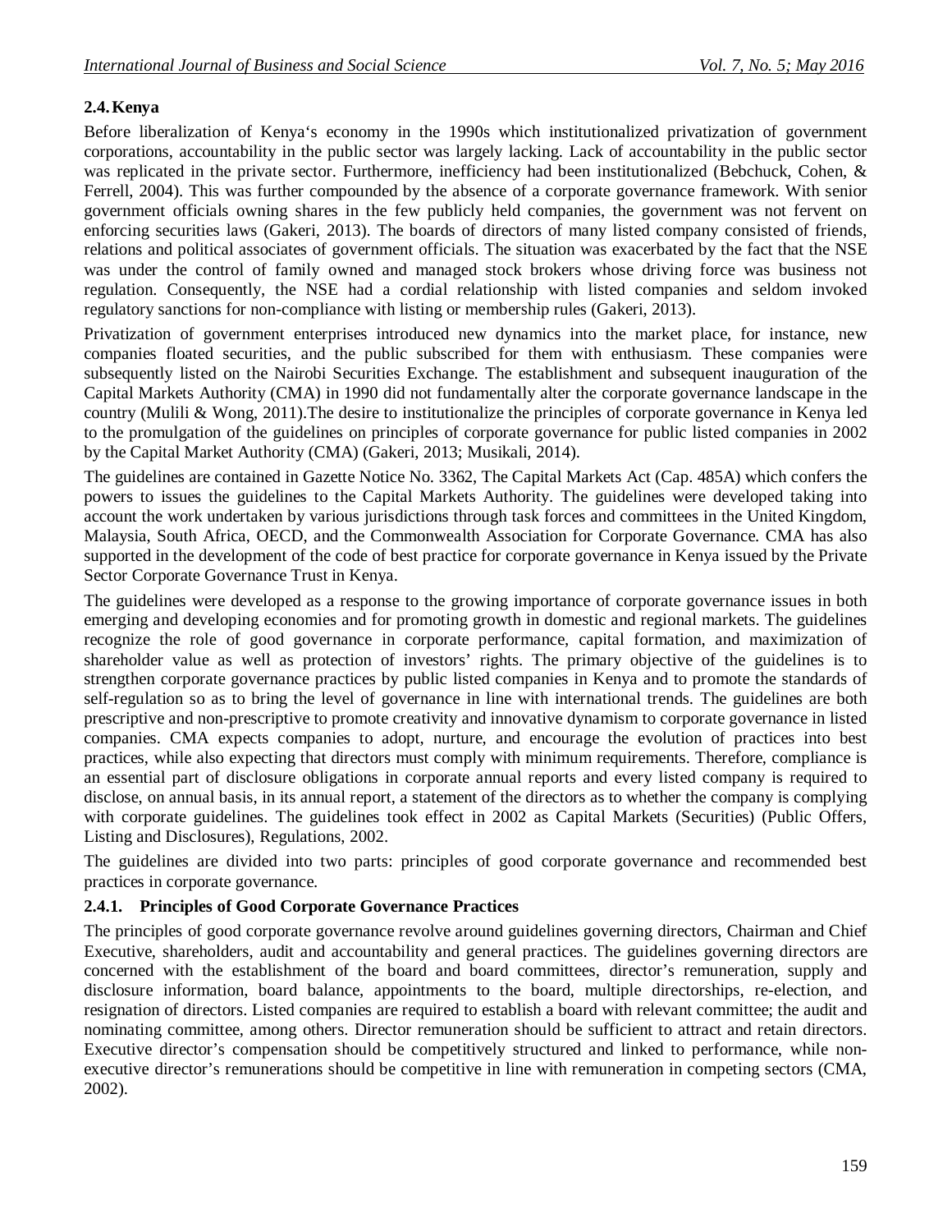### 2.4. Kenya

Before liberalization of Kenya's economy in the 1990s which institutionalized privatization of government corporations, accountability in the public sector was largely lacking. Lack of accountability in the public sector was replicated in the private sector. Furthermore, inefficiency had been institutionalized (Bebchuck, Cohen, & Ferrell, 2004). This was further compounded by the absence of a corporate governance framework. With senior government officials owning shares in the few publicly held companies, the government was not fervent on enforcing securities laws (Gakeri, 2013). The boards of directors of many listed company consisted of friends, relations and political associates of government officials. The situation was exacerbated by the fact that the NSE was under the control of family owned and managed stock brokers whose driving force was business not regulation. Consequently, the NSE had a cordial relationship with listed companies and seldom invoked regulatory sanctions for non-compliance with listing or membership rules (Gakeri, 2013).

Privatization of government enterprises introduced new dynamics into the market place, for instance, new companies floated securities, and the public subscribed for them with enthusiasm. These companies were subsequently listed on the Nairobi Securities Exchange. The establishment and subsequent inauguration of the Capital Markets Authority (CMA) in 1990 did not fundamentally alter the corporate governance landscape in the country (Mulili & Wong, 2011).The desire to institutionalize the principles of corporate governance in Kenya led to the promulgation of the guidelines on principles of corporate governance for public listed companies in 2002 by the Capital Market Authority (CMA) (Gakeri, 2013; Musikali, 2014).

The guidelines are contained in Gazette Notice No. 3362, The Capital Markets Act (Cap. 485A) which confers the powers to issues the guidelines to the Capital Markets Authority. The guidelines were developed taking into account the work undertaken by various jurisdictions through task forces and committees in the United Kingdom, Malaysia, South Africa, OECD, and the Commonwealth Association for Corporate Governance. CMA has also supported in the development of the code of best practice for corporate governance in Kenya issued by the Private Sector Corporate Governance Trust in Kenya.

The guidelines were developed as a response to the growing importance of corporate governance issues in both emerging and developing economies and for promoting growth in domestic and regional markets. The guidelines recognize the role of good governance in corporate performance, capital formation, and maximization of shareholder value as well as protection of investors' rights. The primary objective of the guidelines is to strengthen corporate governance practices by public listed companies in Kenya and to promote the standards of self-regulation so as to bring the level of governance in line with international trends. The guidelines are both prescriptive and non-prescriptive to promote creativity and innovative dynamism to corporate governance in listed companies. CMA expects companies to adopt, nurture, and encourage the evolution of practices into best practices, while also expecting that directors must comply with minimum requirements. Therefore, compliance is an essential part of disclosure obligations in corporate annual reports and every listed company is required to disclose, on annual basis, in its annual report, a statement of the directors as to whether the company is complying with corporate guidelines. The guidelines took effect in 2002 as Capital Markets (Securities) (Public Offers, Listing and Disclosures), Regulations, 2002.

The guidelines are divided into two parts: principles of good corporate governance and recommended best practices in corporate governance.

#### 2.4.1. Principles of Good Corporate Governance Practices

The principles of good corporate governance revolve around guidelines governing directors, Chairman and Chief Executive, shareholders, audit and accountability and general practices. The guidelines governing directors are concerned with the establishment of the board and board committees, director's remuneration, supply and disclosure information, board balance, appointments to the board, multiple directorships, re-election, and resignation of directors. Listed companies are required to establish a board with relevant committee; the audit and nominating committee, among others. Director remuneration should be sufficient to attract and retain directors. Executive director's compensation should be competitively structured and linked to performance, while non-executive director's remunerations should be competitive in line with remuneration in competing sectors (CMA, 2002).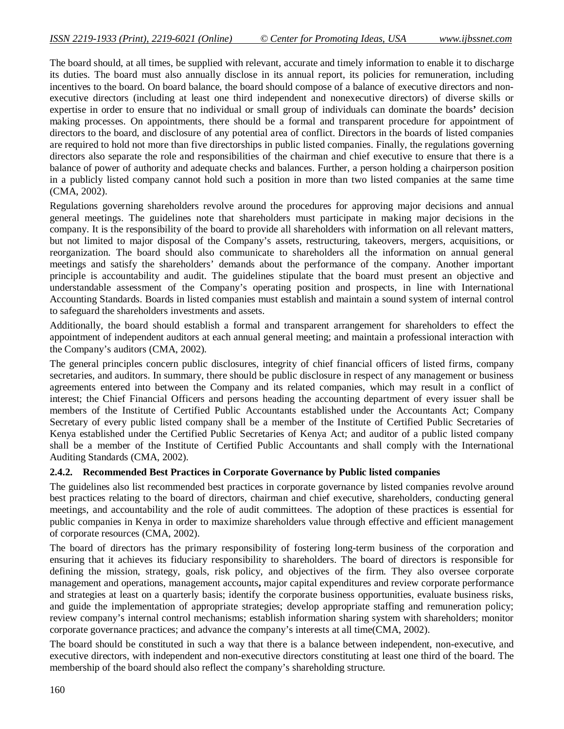The board should, at all times, be supplied with relevant, accurate and timely information to enable it to discharge its duties. The board must also annually disclose in its annual report, its policies for remuneration, including incentives to the board. On board balance, the board should compose of a balance of executive diresctors and non-executive directors (including at least one third independent and nonexecutive directors) of diverse skills or expertise in order to ensure that no individual or small group of individuals can dominate the boards**'** decision making processes. On appointments, there should be a formal and transparent procedure for appointment of directors to the board, and disclosure of any potential area of conflict. Directors in the boards of listed companies are required to hold not more than five directorships in public listed companies. Finally, the regulations governing directors also separate the role and responsibilities of the chairman and chief executive to ensure that there is a balance of power of authority and adequate checks and balances. Further, a person holding a chairperson position in a publicly listed company cannot hold such a position in more than two listed companies at the same time (CMA, 2002).

Regulations governing shareholders revolve around the procedures for approving major decisions and annual general meetings. The guidelines note that shareholders must participate in making major decisions in the company. It is the responsibility of the board to provide all shareholders with information on all relevant matters, but not limited to major disposal of the Company's assets, restructuring, takeovers, mergers, acquisitions, or reorganization. The board should also communicate to shareholders all the information on annual general meetings and satisfy the shareholders' demands about the performance of the company. Another important principle is accountability and audit. The guidelines stipulate that the board must present an objective and understandable assessment of the Company's operating position and prospects, in line with International Accounting Standards. Boards in listed companies must establish and maintain a sound system of internal control to safeguard the shareholders investments and assets.

Additionally, the board should establish a formal and transparent arrangement for shareholders to effect the appointment of independent auditors at each annual general meeting; and maintain a professional interaction with the Company's auditors (CMA, 2002).

The general principles concern public disclosures, integrity of chief financial officers of listed firms, company secretaries, and auditors. In summary, there should be public disclosure in respect of any management or business agreements entered into between the Company and its related companies, which may result in a conflict of interest; the Chief Financial Officers and persons heading the accounting department of every issuer shall be members of the Institute of Certified Public Accountants established under the Accountants Act; Company Secretary of every public listed company shall be a member of the Institute of Certified Public Secretaries of Kenya established under the Certified Public Secretaries of Kenya Act; and auditor of a public listed company shall be a member of the Institute of Certified Public Accountants and shall comply with the International Auditing Standards (CMA, 2002).

### 2.4.2. Recommended Best Practices in Corporate Governance by Public listed companies

The guidelines also list recommended best practices in corporate governance by listed companies revolve around best practices relating to the board of directors, chairman and chief executive, shareholders, conducting general meetings, and accountability and the role of audit committees. The adoption of these practices is essential for public companies in Kenya in order to maximize shareholders value through effective and efficient management of corporate resources (CMA, 2002).

The board of directors has the primary responsibility of fostering long-term business of the corporation and ensuring that it achieves its fiduciary responsibility to shareholders. The board of directors is responsible for defining the mission, strategy, goals, risk policy, and objectives of the firm. They also oversee corporate management and operations, management accounts**,** major capital expenditures and review corporate performance and strategies at least on a quarterly basis; identify the corporate business opportunities, evaluate business risks, and guide the implementation of appropriate strategies; develop appropriate staffing and remuneration policy; review company's internal control mechanisms; establish information sharing system with shareholders; monitor corporate governance practices; and advance the company's interests at all time(CMA, 2002).

The board should be constituted in such a way that there is a balance between independent, non-executive, and executive directors, with independent and non-executive directors constituting at least one third of the board. The membership of the board should also reflect the company's shareholding structure.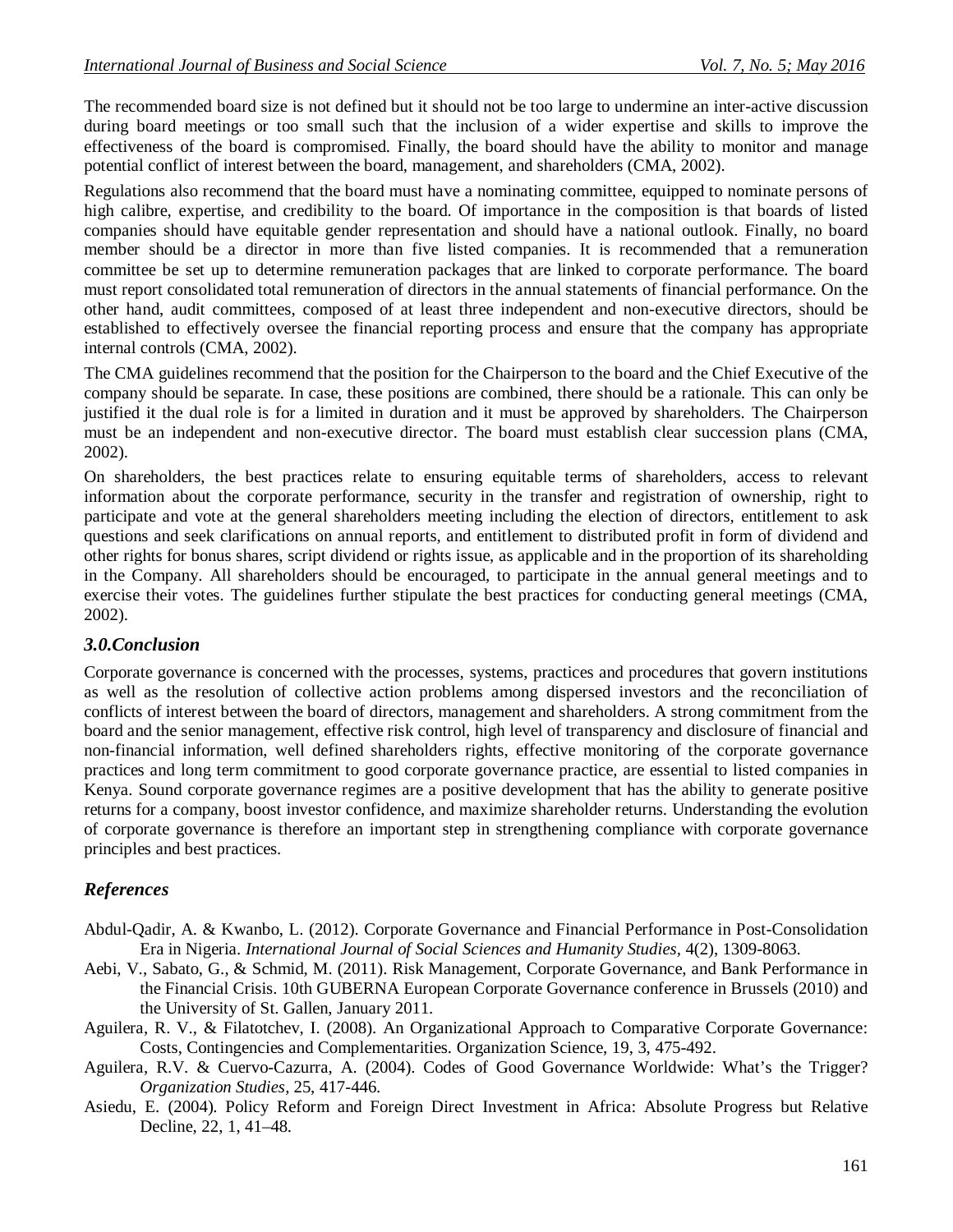The recommended board size is not defined but it should not be too large to undermine an inter-active discussion during board meetings or too small such that the inclusion of a wider expertise and skills to improve the effectiveness of the board is compromised. Finally, the board should have the ability to monitor and manage potential conflict of interest between the board, management, and shareholders (CMA, 2002).

Regulations also recommend that the board must have a nominating committee, equipped to nominate persons of high calibre, expertise, and credibility to the board. Of importance in the composition is that boards of listed companies should have equitable gender representation and should have a national outlook. Finally, no board member should be a director in more than five listed companies. It is recommended that a remuneration committee be set up to determine remuneration packages that are linked to corporate performance. The board must report consolidated total remuneration of directors in the annual statements of financial performance. On the other hand, audit committees, composed of at least three independent and non-executive directors, should be established to effectively oversee the financial reporting process and ensure that the company has appropriate internal controls (CMA, 2002).

The CMA guidelines recommend that the position for the Chairperson to the board and the Chief Executive of the company should be separate. In case, these positions are combined, there should be a rationale. This can only be justified it the dual role is for a limited in duration and it must be approved by shareholders. The Chairperson must be an independent and non-executive director. The board must establish clear succession plans (CMA, 2002).

On shareholders, the best practices relate to ensuring equitable terms of shareholders, access to relevant information about the corporate performance, security in the transfer and registration of ownership, right to participate and vote at the general shareholders meeting including the election of directors, entitlement to ask questions and seek clarifications on annual reports, and entitlement to distributed profit in form of dividend and other rights for bonus shares, script dividend or rights issue, as applicable and in the proportion of its shareholding in the Company. All shareholders should be encouraged, to participate in the annual general meetings and to exercise their votes. The guidelines further stipulate the best practices for conducting general meetings (CMA, 2002).

## *3.0.Conclusion*

Corporate governance is concerned with the processes, systems, practices and procedures that govern institutions as well as the resolution of collective action problems among dispersed investors and the reconciliation of conflicts of interest between the board of directors, management and shareholders. A strong commitment from the board and the senior management, effective risk control, high level of transparency and disclosure of financial and non-financial information, well defined shareholders rights, effective monitoring of the corporate governance practices and long term commitment to good corporate governance practice, are essential to listed companies in Kenya. Sound corporate governance regimes are a positive development that has the ability to generate positive returns for a company, boost investor confidence, and maximize shareholder returns. Understanding the evolution of corporate governance is therefore an important step in strengthening compliance with corporate governance principles and best practices.

## *References*

Abdul-Qadir, A. & Kwanbo, L. (2012). Corporate Governance and Financial Performance in Post-Consolidation Era in Nigeria. *International Journal of Social Sciences and Humanity Studies*, 4(2), 1309-8063.

Aebi, V., Sabato, G., & Schmid, M. (2011). Risk Management, Corporate Governance, and Bank Performance in the Financial Crisis. 10th GUBERNA European Corporate Governance conference in Brussels (2010) and the University of St. Gallen, January 2011.

Aguilera, R. V., & Filatotchev, I. (2008). An Organizational Approach to Comparative Corporate Governance: Costs, Contingencies and Complementarities. Organization Science, 19, 3, 475-492.

Aguilera, R.V. & Cuervo-Cazurra, A. (2004). Codes of Good Governance Worldwide: What's the Trigger? *Organization Studies*, 25, 417-446.

Asiedu, E. (2004). Policy Reform and Foreign Direct Investment in Africa: Absolute Progress but Relative Decline, 22, 1, 41–48.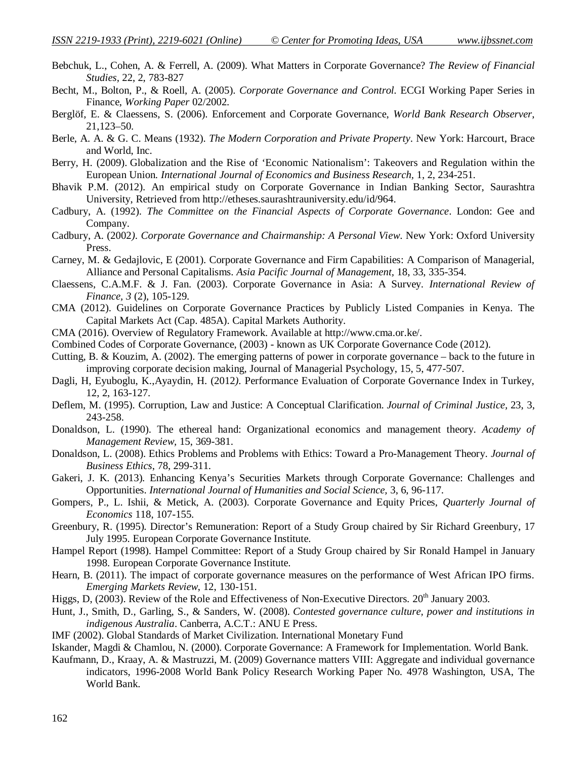Bebchuk, L., Cohen, A. & Ferrell, A. (2009). What Matters in Corporate Governance? *The Review of Financial Studies,* 22, 2, 783-827

Becht, M., Bolton, P., & Roell, A. (2005). *Corporate Governance and Control.* ECGI Working Paper Series in Finance, *Working Paper* 02/2002.

Berglöf, E. & Claessens, S. (2006). Enforcement and Corporate Governance, *World Bank Research Observer*, 21,123–50.

Berle, A. A. & G. C. Means (1932). *The Modern Corporation and Private Property*. New York: Harcourt, Brace and World, Inc.

Berry, H. (2009). Globalization and the Rise of 'Economic Nationalism': Takeovers and Regulation within the European Union. *International Journal of Economics and Business Research,* 1, 2, 234-251.

Bhavik P.M. (2012). An empirical study on Corporate Governance in Indian Banking Sector, Saurashtra University, Retrieved from http://etheses.saurashtrauniversity.edu/id/964.

Cadbury, A. (1992). *The Committee on the Financial Aspects of Corporate Governance*. London: Gee and Company.

Cadbury, A. (2002*). Corporate Governance and Chairmanship: A Personal View*. New York: Oxford University Press.

Carney, M. & Gedajlovic, E (2001). Corporate Governance and Firm Capabilities: A Comparison of Managerial, Alliance and Personal Capitalisms. *Asia Pacific Journal of Management*, 18, 33, 335-354.

Claessens, C.A.M.F. & J. Fan. (2003). Corporate Governance in Asia: A Survey. *International Review of Finance, 3* (2), 105-129.

CMA (2012). Guidelines on Corporate Governance Practices by Publicly Listed Companies in Kenya. The Capital Markets Act (Cap. 485A). Capital Markets Authority.

CMA (2016). Overview of Regulatory Framework. Available at http://www.cma.or.ke/.

Combined Codes of Corporate Governance, (2003) - known as UK Corporate Governance Code (2012).

Cutting, B. & Kouzim, A. (2002). The emerging patterns of power in corporate governance – back to the future in improving corporate decision making, Journal of Managerial Psychology, 15, 5, 477-507.

Dagli, H, Eyuboglu, K.,Ayaydin, H. (2012*).* Performance Evaluation of Corporate Governance Index in Turkey, 12, 2, 163-127.

Deflem, M. (1995). Corruption, Law and Justice: A Conceptual Clarification. *Journal of Criminal Justice,* 23, 3, 243-258.

Donaldson, L. (1990). The ethereal hand: Organizational economics and management theory. *Academy of Management Review,* 15, 369-381.

Donaldson, L. (2008). Ethics Problems and Problems with Ethics: Toward a Pro-Management Theory. *Journal of Business Ethics*, 78, 299-311.

Gakeri, J. K. (2013). Enhancing Kenya's Securities Markets through Corporate Governance: Challenges and Opportunities. *International Journal of Humanities and Social Science,* 3, 6, 96-117.

Gompers, P., L. Ishii, & Metick, A. (2003). Corporate Governance and Equity Prices, *Quarterly Journal of Economics* 118, 107-155.

Greenbury, R. (1995). Director's Remuneration: Report of a Study Group chaired by Sir Richard Greenbury, 17 July 1995. European Corporate Governance Institute.

Hampel Report (1998). Hampel Committee: Report of a Study Group chaired by Sir Ronald Hampel in January 1998. European Corporate Governance Institute.

Hearn, B. (2011). The impact of corporate governance measures on the performance of West African IPO firms. *Emerging Markets Review*, 12, 130-151.

Higgs, D, (2003). Review of the Role and Effectiveness of Non-Executive Directors. 20th January 2003.

Hunt, J., Smith, D., Garling, S., & Sanders, W. (2008). *Contested governance culture, power and institutions in indigenous Australia*. Canberra, A.C.T.: ANU E Press.

IMF (2002). Global Standards of Market Civilization. International Monetary Fund

Iskander, Magdi & Chamlou, N. (2000). Corporate Governance: A Framework for Implementation. World Bank.

Kaufmann, D., Kraay, A. & Mastruzzi, M. (2009) Governance matters VIII: Aggregate and individual governance indicators, 1996-2008 World Bank Policy Research Working Paper No. 4978 Washington, USA, The World Bank.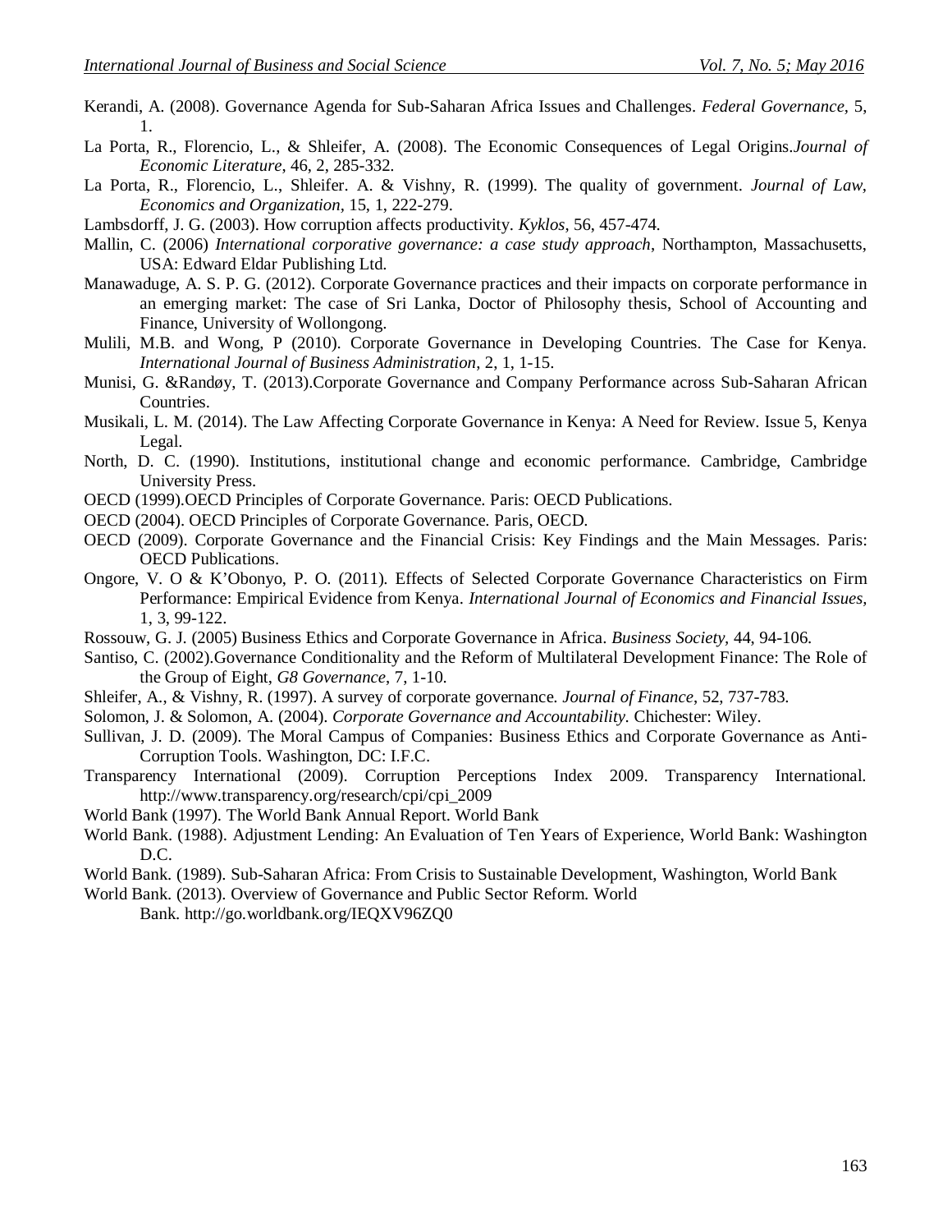Kerandi, A. (2008). Governance Agenda for Sub-Saharan Africa Issues and Challenges. *Federal Governance*, 5, 1.

La Porta, R., Florencio, L., & Shleifer, A. (2008). The Economic Consequences of Legal Origins.*Journal of Economic Literature*, 46, 2, 285-332.

La Porta, R., Florencio, L., Shleifer. A. & Vishny, R. (1999). The quality of government. *Journal of Law, Economics and Organization,* 15, 1, 222-279.

Lambsdorff, J. G. (2003). How corruption affects productivity. *Kyklos*, 56, 457-474.

Mallin, C. (2006) *International corporative governance: a case study approach*, Northampton, Massachusetts, USA: Edward Eldar Publishing Ltd.

Manawaduge, A. S. P. G. (2012). Corporate Governance practices and their impacts on corporate performance in an emerging market: The case of Sri Lanka, Doctor of Philosophy thesis, School of Accounting and Finance, University of Wollongong.

Mulili, M.B. and Wong, P (2010). Corporate Governance in Developing Countries. The Case for Kenya. *International Journal of Business Administration,* 2, 1, 1-15.

Munisi, G. &Randøy, T. (2013).Corporate Governance and Company Performance across Sub-Saharan African Countries.

Musikali, L. M. (2014). The Law Affecting Corporate Governance in Kenya: A Need for Review. Issue 5, Kenya Legal.

North, D. C. (1990). Institutions, institutional change and economic performance. Cambridge, Cambridge University Press.

OECD (1999).OECD Principles of Corporate Governance. Paris: OECD Publications.

OECD (2004). OECD Principles of Corporate Governance. Paris, OECD.

OECD (2009). Corporate Governance and the Financial Crisis: Key Findings and the Main Messages. Paris: OECD Publications.

Ongore, V. O & K'Obonyo, P. O. (2011). Effects of Selected Corporate Governance Characteristics on Firm Performance: Empirical Evidence from Kenya. *International Journal of Economics and Financial Issues,* 1, 3, 99-122.

Rossouw, G. J. (2005) Business Ethics and Corporate Governance in Africa. *Business Society,* 44, 94-106.

Santiso, C. (2002).Governance Conditionality and the Reform of Multilateral Development Finance: The Role of the Group of Eight, *G8 Governance*, 7, 1-10.

Shleifer, A., & Vishny, R. (1997). A survey of corporate governance. *Journal of Finance*, 52, 737-783.

Solomon, J. & Solomon, A. (2004). *Corporate Governance and Accountability*. Chichester: Wiley.

Sullivan, J. D. (2009). The Moral Campus of Companies: Business Ethics and Corporate Governance as Anti-Corruption Tools. Washington, DC: I.F.C.

Transparency International (2009). Corruption Perceptions Index 2009. Transparency International. http://www.transparency.org/research/cpi/cpi_2009

World Bank (1997). The World Bank Annual Report. World Bank

World Bank. (1988). Adjustment Lending: An Evaluation of Ten Years of Experience, World Bank: Washington D.C.

World Bank. (1989). Sub-Saharan Africa: From Crisis to Sustainable Development, Washington, World Bank

World Bank. (2013). Overview of Governance and Public Sector Reform. World Bank. http://go.worldbank.org/IEQXV96ZQ0